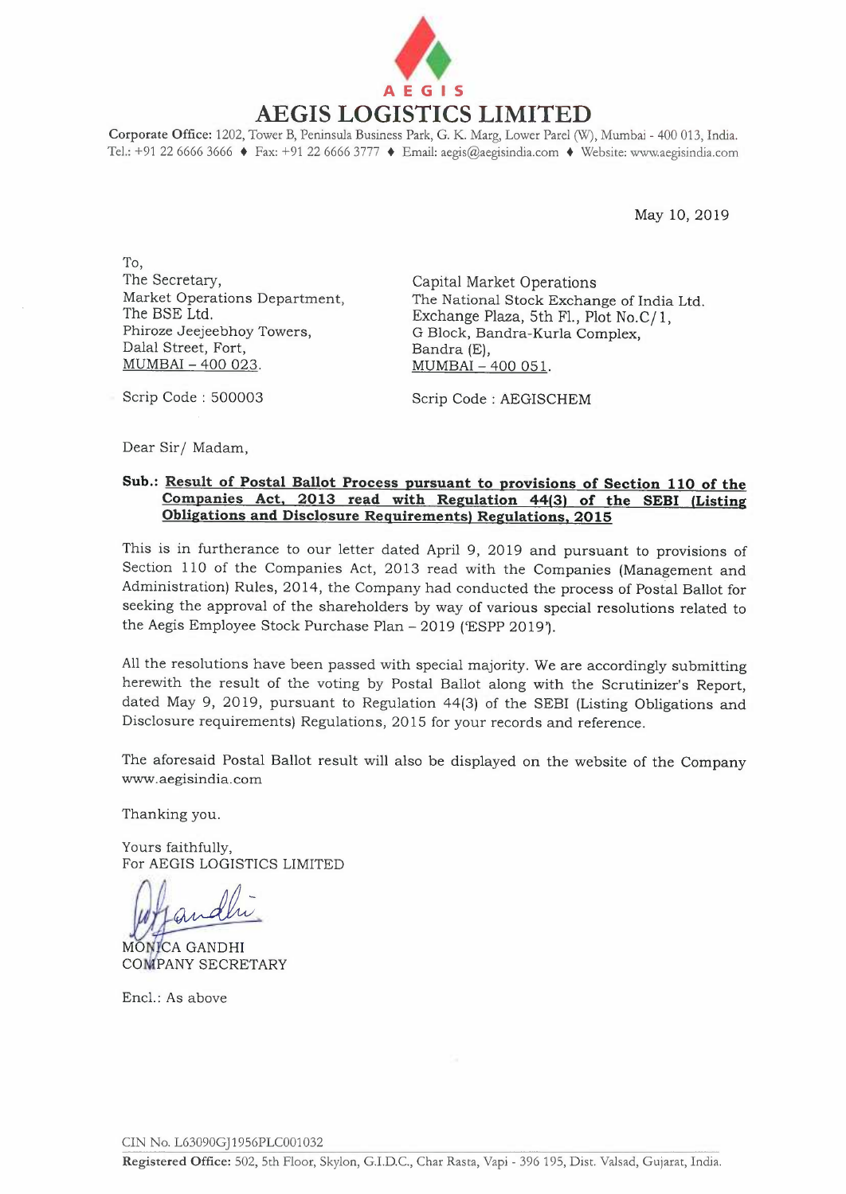# AEGIS LOGISTICS LIMITED

**Corporate Office:** 1202, Tower B, Peninsula Business Park, G. K. Marg, Lower Parel (W), Mumbai - 400 013, India.
Tel.: +91 22 6666 3666 ♦ Fax: +91 22 6666 3777 ♦ Email: aegis@aegisindia.com ♦ Website: www.aegisindia.com

May 10, 2019

To,
The Secretary,
Market Operations Department,
The BSE Ltd.
Phiroze Jeejeebhoy Towers,
Dalal Street, Fort,
MUMBAI – 400 023.

Scrip Code : 500003

Capital Market Operations
The National Stock Exchange of India Ltd.
Exchange Plaza, 5th Fl., Plot No.C/1,
G Block, Bandra-Kurla Complex,
Bandra (E),
MUMBAI – 400 051.

Scrip Code : AEGISCHEM

Dear Sir/ Madam,

**Sub.: Result of Postal Ballot Process pursuant to provisions of Section 110 of the Companies Act, 2013 read with Regulation 44(3) of the SEBI (Listing Obligations and Disclosure Requirements) Regulations, 2015**

This is in furtherance to our letter dated April 9, 2019 and pursuant to provisions of Section 110 of the Companies Act, 2013 read with the Companies (Management and Administration) Rules, 2014, the Company had conducted the process of Postal Ballot for seeking the approval of the shareholders by way of various special resolutions related to the Aegis Employee Stock Purchase Plan – 2019 ('ESPP 2019').

All the resolutions have been passed with special majority. We are accordingly submitting herewith the result of the voting by Postal Ballot along with the Scrutinizer's Report, dated May 9, 2019, pursuant to Regulation 44(3) of the SEBI (Listing Obligations and Disclosure requirements) Regulations, 2015 for your records and reference.

The aforesaid Postal Ballot result will also be displayed on the website of the Company www.aegisindia.com

Thanking you.

Yours faithfully,
For AEGIS LOGISTICS LIMITED

MONICA GANDHI
COMPANY SECRETARY

Encl.: As above

CIN No. L63090GJ1956PLC001032

**Registered Office:** 502, 5th Floor, Skylon, G.I.D.C., Char Rasta, Vapi - 396 195, Dist. Valsad, Gujarat, India.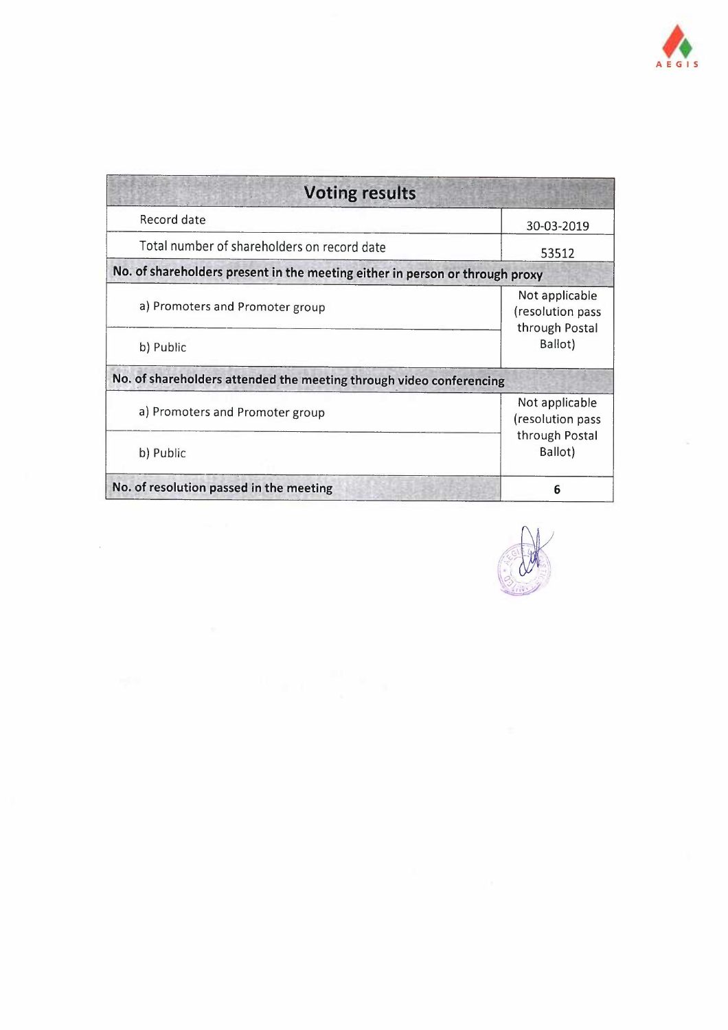| Voting results | |
|---|---|
| Record date | 30-03-2019 |
| Total number of shareholders on record date | 53512 |
| **No. of shareholders present in the meeting either in person or through proxy** | |
| a) Promoters and Promoter group | Not applicable (resolution pass through Postal Ballot) |
| b) Public | |
| **No. of shareholders attended the meeting through video conferencing** | |
| a) Promoters and Promoter group | Not applicable (resolution pass through Postal Ballot) |
| b) Public | |
| **No. of resolution passed in the meeting** | **6** |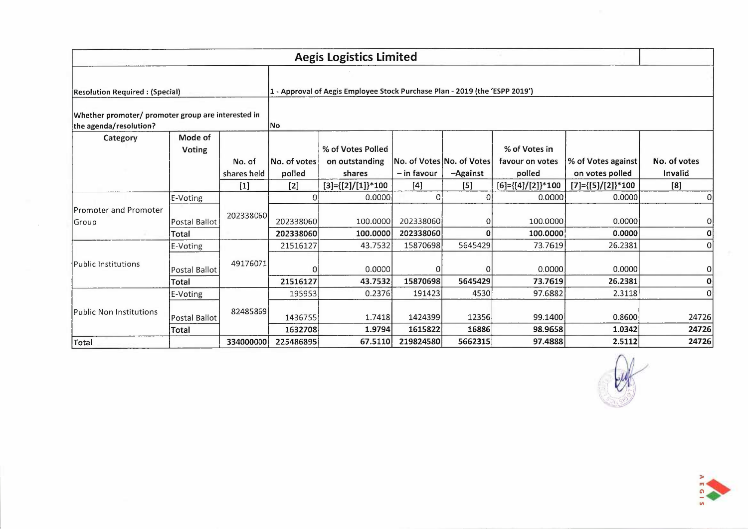## Aegis Logistics Limited

| Resolution Required : (Special) | | 1 - Approval of Aegis Employee Stock Purchase Plan - 2019 (the 'ESPP 2019') | | | | | | | |
|---|---|---|---|---|---|---|---|---|---|
| Whether promoter/ promoter group are interested in the agenda/resolution? | | No | | | | | | | |
| Category | Mode of Voting | No. of shares held | No. of votes polled | % of Votes Polled on outstanding shares | No. of Votes – in favour | No. of Votes –Against | % of Votes in favour on votes polled | % of Votes against on votes polled | No. of votes Invalid |
| | | [1] | [2] | [3]={[2]/[1]}*100 | [4] | [5] | [6]={[4]/[2]}*100 | [7]={[5]/[2]}*100 | [8] |
| Promoter and Promoter Group | E-Voting | 202338060 | 0 | 0.0000 | 0 | 0 | 0.0000 | 0.0000 | 0 |
| | Postal Ballot | | 202338060 | 100.0000 | 202338060 | 0 | 100.0000 | 0.0000 | 0 |
| | **Total** | | **202338060** | **100.0000** | **202338060** | **0** | **100.0000** | **0.0000** | **0** |
| Public Institutions | E-Voting | 49176071 | 21516127 | 43.7532 | 15870698 | 5645429 | 73.7619 | 26.2381 | 0 |
| | Postal Ballot | | 0 | 0.0000 | 0 | 0 | 0.0000 | 0.0000 | 0 |
| | **Total** | | **21516127** | **43.7532** | **15870698** | **5645429** | **73.7619** | **26.2381** | **0** |
| Public Non Institutions | E-Voting | 82485869 | 195953 | 0.2376 | 191423 | 4530 | 97.6882 | 2.3118 | 0 |
| | Postal Ballot | | 1436755 | 1.7418 | 1424399 | 12356 | 99.1400 | 0.8600 | 24726 |
| | **Total** | | **1632708** | **1.9794** | **1615822** | **16886** | **98.9658** | **1.0342** | **24726** |
| **Total** | | **334000000** | **225486895** | **67.5110** | **219824580** | **5662315** | **97.4888** | **2.5112** | **24726** |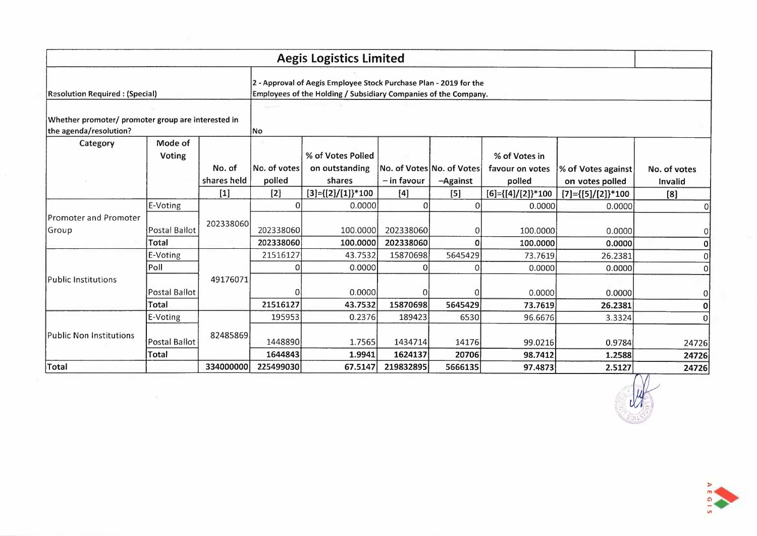## Aegis Logistics Limited

| Resolution Required : (Special) | | 2 - Approval of Aegis Employee Stock Purchase Plan - 2019 for the Employees of the Holding / Subsidiary Companies of the Company. | | | | | | | |
|---|---|---|---|---|---|---|---|---|---|
| Whether promoter/ promoter group are interested in the agenda/resolution? | | No | | | | | | | |
| Category | Mode of Voting | No. of shares held | No. of votes polled | % of Votes Polled on outstanding shares | No. of Votes – in favour | No. of Votes –Against | % of Votes in favour on votes polled | % of Votes against on votes polled | No. of votes Invalid |
| | | [1] | [2] | [3]={[2]/[1]}*100 | [4] | [5] | [6]={[4]/[2]}*100 | [7]={[5]/[2]}*100 | [8] |
| Promoter and Promoter Group | E-Voting | 202338060 | 0 | 0.0000 | 0 | 0 | 0.0000 | 0.0000 | 0 |
| | Postal Ballot | | 202338060 | 100.0000 | 202338060 | 0 | 100.0000 | 0.0000 | 0 |
| | **Total** | | **202338060** | **100.0000** | **202338060** | **0** | **100.0000** | **0.0000** | **0** |
| Public Institutions | E-Voting | 49176071 | 21516127 | 43.7532 | 15870698 | 5645429 | 73.7619 | 26.2381 | 0 |
| | Poll | | 0 | 0.0000 | 0 | 0 | 0.0000 | 0.0000 | 0 |
| | Postal Ballot | | 0 | 0.0000 | 0 | 0 | 0.0000 | 0.0000 | 0 |
| | **Total** | | **21516127** | **43.7532** | **15870698** | **5645429** | **73.7619** | **26.2381** | **0** |
| Public Non Institutions | E-Voting | 82485869 | 195953 | 0.2376 | 189423 | 6530 | 96.6676 | 3.3324 | 0 |
| | Postal Ballot | | 1448890 | 1.7565 | 1434714 | 14176 | 99.0216 | 0.9784 | 24726 |
| | **Total** | | **1644843** | **1.9941** | **1624137** | **20706** | **98.7412** | **1.2588** | **24726** |
| **Total** | | **334000000** | **225499030** | **67.5147** | **219832895** | **5666135** | **97.4873** | **2.5127** | **24726** |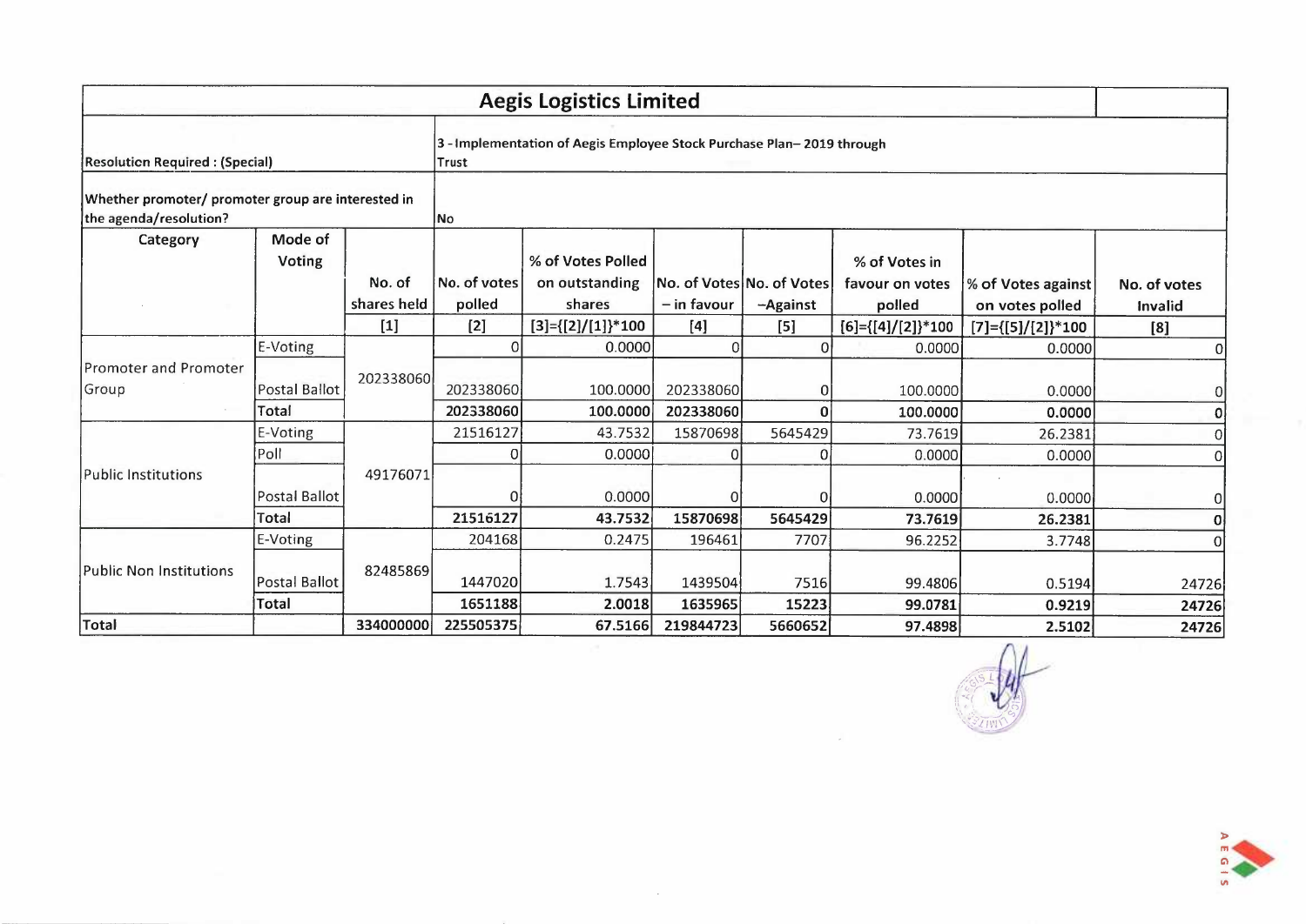## Aegis Logistics Limited

| Resolution Required : (Special) | | 3 - Implementation of Aegis Employee Stock Purchase Plan– 2019 through Trust | | | | | | | |
|---|---|---|---|---|---|---|---|---|---|
| Whether promoter/ promoter group are interested in the agenda/resolution? | | No | | | | | | | |
| Category | Mode of Voting | No. of shares held | No. of votes polled | % of Votes Polled on outstanding shares | No. of Votes – in favour | No. of Votes –Against | % of Votes in favour on votes polled | % of Votes against on votes polled | No. of votes Invalid |
| | | [1] | [2] | [3]={[2]/[1]}*100 | [4] | [5] | [6]={[4]/[2]}*100 | [7]={[5]/[2]}*100 | [8] |
| Promoter and Promoter Group | E-Voting | 202338060 | 0 | 0.0000 | 0 | 0 | 0.0000 | 0.0000 | 0 |
| | Postal Ballot | | 202338060 | 100.0000 | 202338060 | 0 | 100.0000 | 0.0000 | 0 |
| | **Total** | | **202338060** | **100.0000** | **202338060** | **0** | **100.0000** | **0.0000** | **0** |
| Public Institutions | E-Voting | 49176071 | 21516127 | 43.7532 | 15870698 | 5645429 | 73.7619 | 26.2381 | 0 |
| | Poll | | 0 | 0.0000 | 0 | 0 | 0.0000 | 0.0000 | 0 |
| | Postal Ballot | | 0 | 0.0000 | 0 | 0 | 0.0000 | 0.0000 | 0 |
| | **Total** | | **21516127** | **43.7532** | **15870698** | **5645429** | **73.7619** | **26.2381** | **0** |
| Public Non Institutions | E-Voting | 82485869 | 204168 | 0.2475 | 196461 | 7707 | 96.2252 | 3.7748 | 0 |
| | Postal Ballot | | 1447020 | 1.7543 | 1439504 | 7516 | 99.4806 | 0.5194 | 24726 |
| | **Total** | | **1651188** | **2.0018** | **1635965** | **15223** | **99.0781** | **0.9219** | **24726** |
| **Total** | | 334000000 | **225505375** | **67.5166** | **219844723** | **5660652** | **97.4898** | **2.5102** | **24726** |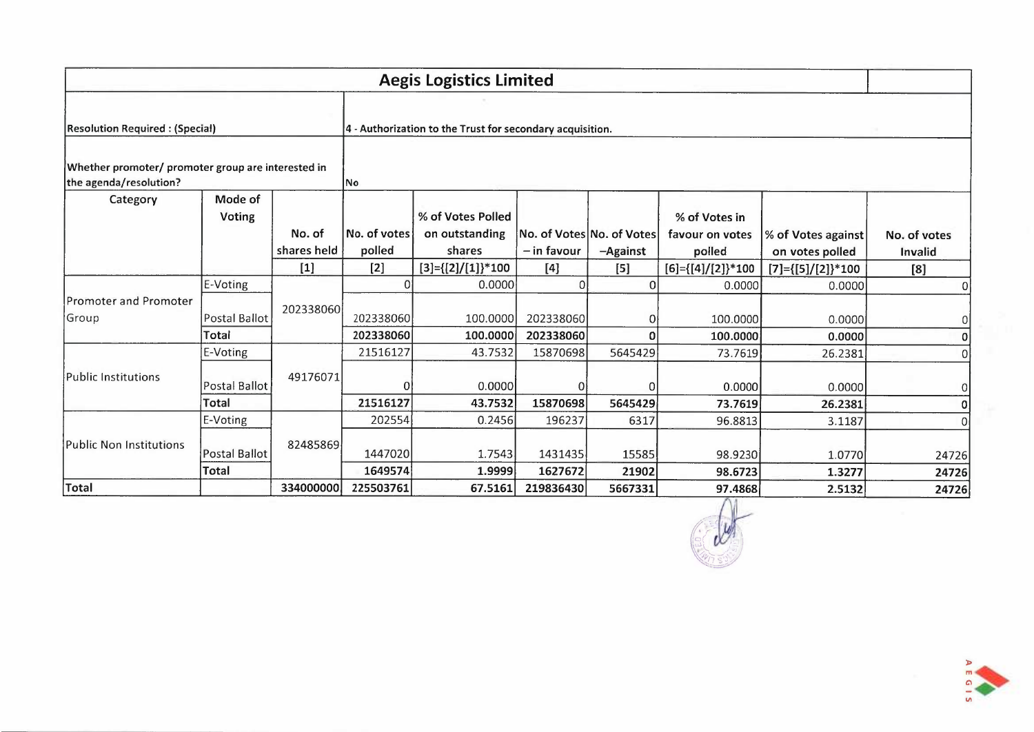# Aegis Logistics Limited

| Resolution Required : (Special) | 4 - Authorization to the Trust for secondary acquisition. |
|---|---|
| Whether promoter/ promoter group are interested in the agenda/resolution? | No |

| Category | Mode of Voting | No. of shares held | No. of votes polled | % of Votes Polled on outstanding shares | No. of Votes – in favour | No. of Votes –Against | % of Votes in favour on votes polled | % of Votes against on votes polled | No. of votes Invalid |
|---|---|---|---|---|---|---|---|---|---|
| | | [1] | [2] | [3]={[2]/[1]}*100 | [4] | [5] | [6]={[4]/[2]}*100 | [7]={[5]/[2]}*100 | [8] |
| Promoter and Promoter Group | E-Voting | 202338060 | 0 | 0.0000 | 0 | 0 | 0.0000 | 0.0000 | 0 |
| | Postal Ballot | | 202338060 | 100.0000 | 202338060 | 0 | 100.0000 | 0.0000 | 0 |
| | **Total** | | **202338060** | **100.0000** | **202338060** | **0** | **100.0000** | **0.0000** | **0** |
| Public Institutions | E-Voting | 49176071 | 21516127 | 43.7532 | 15870698 | 5645429 | 73.7619 | 26.2381 | 0 |
| | Postal Ballot | | 0 | 0.0000 | 0 | 0 | 0.0000 | 0.0000 | 0 |
| | **Total** | | **21516127** | **43.7532** | **15870698** | **5645429** | **73.7619** | **26.2381** | **0** |
| Public Non Institutions | E-Voting | 82485869 | 202554 | 0.2456 | 196237 | 6317 | 96.8813 | 3.1187 | 0 |
| | Postal Ballot | | 1447020 | 1.7543 | 1431435 | 15585 | 98.9230 | 1.0770 | 24726 |
| | **Total** | | **1649574** | **1.9999** | **1627672** | **21902** | **98.6723** | **1.3277** | **24726** |
| **Total** | | **334000000** | **225503761** | **67.5161** | **219836430** | **5667331** | **97.4868** | **2.5132** | **24726** |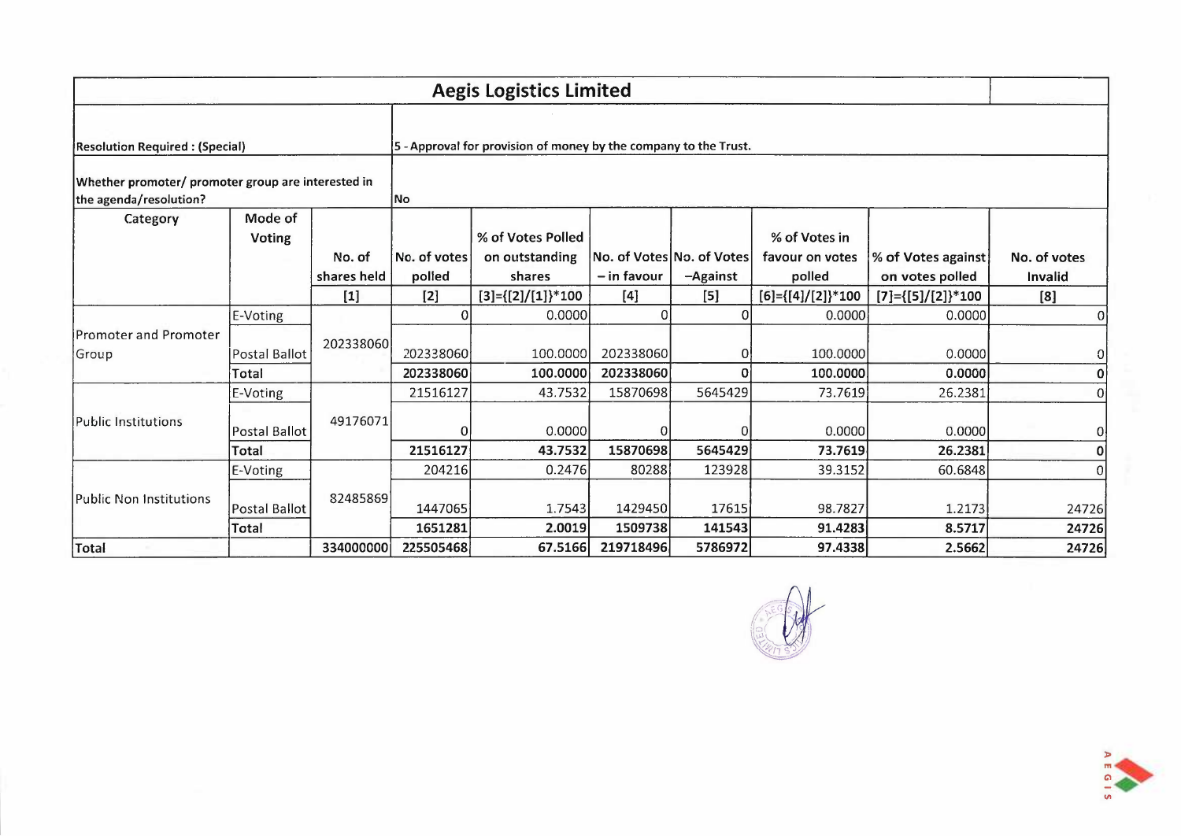# Aegis Logistics Limited

| Resolution Required : (Special) | 5 - Approval for provision of money by the company to the Trust. |
|---|---|
| Whether promoter/ promoter group are interested in the agenda/resolution? | No |

| Category | Mode of Voting | No. of shares held | No. of votes polled | % of Votes Polled on outstanding shares | No. of Votes – in favour | No. of Votes –Against | % of Votes in favour on votes polled | % of Votes against on votes polled | No. of votes Invalid |
|---|---|---|---|---|---|---|---|---|---|
| | | [1] | [2] | [3]={[2]/[1]}*100 | [4] | [5] | [6]={[4]/[2]}*100 | [7]={[5]/[2]}*100 | [8] |
| Promoter and Promoter Group | E-Voting | 202338060 | 0 | 0.0000 | 0 | 0 | 0.0000 | 0.0000 | 0 |
| | Postal Ballot | | 202338060 | 100.0000 | 202338060 | 0 | 100.0000 | 0.0000 | 0 |
| | **Total** | | **202338060** | **100.0000** | **202338060** | **0** | **100.0000** | **0.0000** | **0** |
| Public Institutions | E-Voting | 49176071 | 21516127 | 43.7532 | 15870698 | 5645429 | 73.7619 | 26.2381 | 0 |
| | Postal Ballot | | 0 | 0.0000 | 0 | 0 | 0.0000 | 0.0000 | 0 |
| | **Total** | | **21516127** | **43.7532** | **15870698** | **5645429** | **73.7619** | **26.2381** | **0** |
| Public Non Institutions | E-Voting | 82485869 | 204216 | 0.2476 | 80288 | 123928 | 39.3152 | 60.6848 | 0 |
| | Postal Ballot | | 1447065 | 1.7543 | 1429450 | 17615 | 98.7827 | 1.2173 | 24726 |
| | **Total** | | **1651281** | **2.0019** | **1509738** | **141543** | **91.4283** | **8.5717** | **24726** |
| **Total** | | **334000000** | **225505468** | **67.5166** | **219718496** | **5786972** | **97.4338** | **2.5662** | **24726** |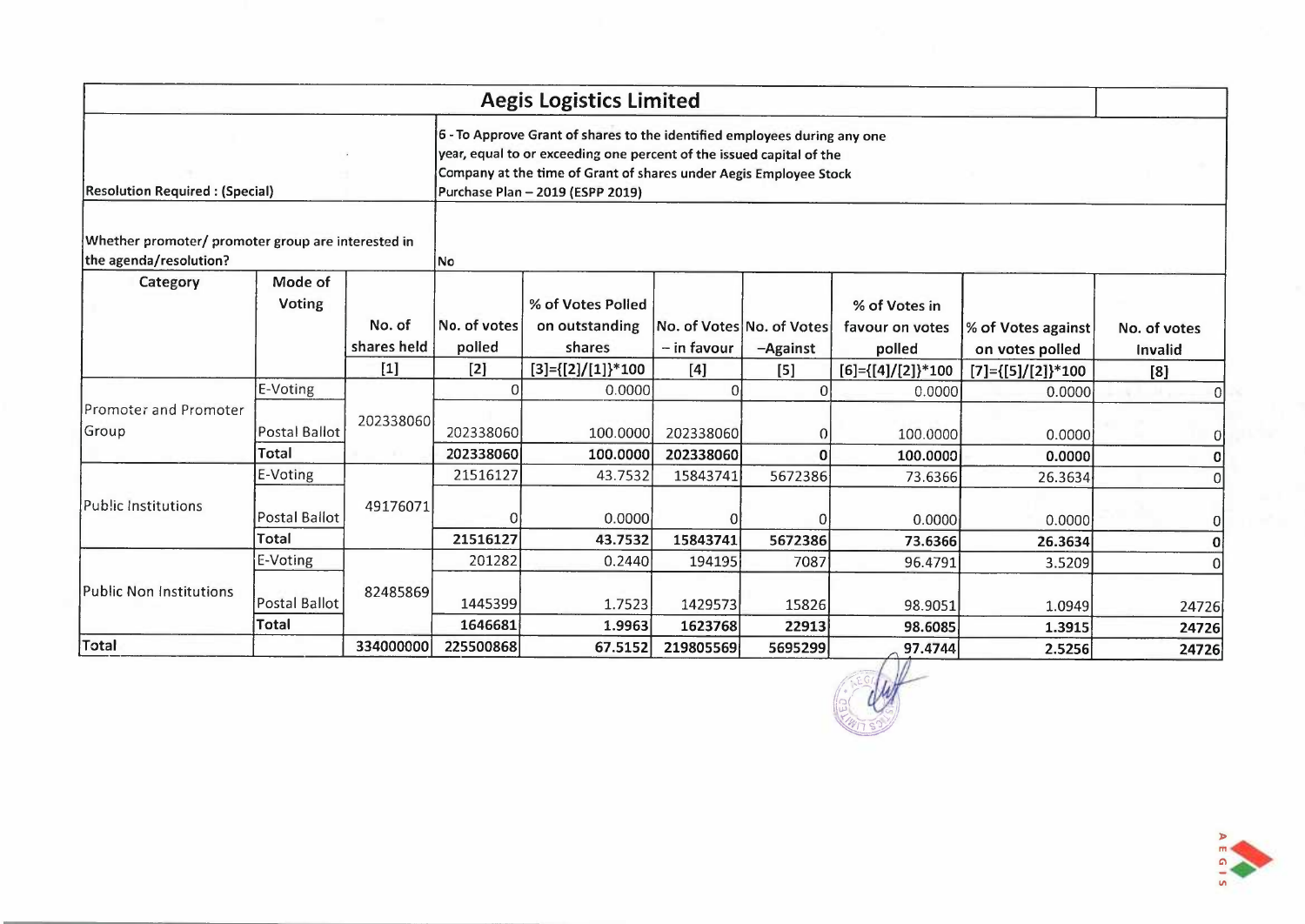# Aegis Logistics Limited

| Resolution Required : (Special) | 6 - To Approve Grant of shares to the identified employees during any one year, equal to or exceeding one percent of the issued capital of the Company at the time of Grant of shares under Aegis Employee Stock Purchase Plan – 2019 (ESPP 2019) |
|---|---|
| Whether promoter/ promoter group are interested in the agenda/resolution? | No |

| Category | Mode of Voting | No. of shares held [1] | No. of votes polled [2] | % of Votes Polled on outstanding shares [3]={[2]/[1]}*100 | No. of Votes – in favour [4] | No. of Votes –Against [5] | % of Votes in favour on votes polled [6]={[4]/[2]}*100 | % of Votes against on votes polled [7]={[5]/[2]}*100 | No. of votes Invalid [8] |
|---|---|---|---|---|---|---|---|---|---|
| Promoter and Promoter Group | E-Voting | 202338060 | 0 | 0.0000 | 0 | 0 | 0.0000 | 0.0000 | 0 |
| | Postal Ballot | | 202338060 | 100.0000 | 202338060 | 0 | 100.0000 | 0.0000 | 0 |
| | **Total** | | **202338060** | **100.0000** | **202338060** | **0** | **100.0000** | **0.0000** | **0** |
| Public Institutions | E-Voting | 49176071 | 21516127 | 43.7532 | 15843741 | 5672386 | 73.6366 | 26.3634 | 0 |
| | Postal Ballot | | 0 | 0.0000 | 0 | 0 | 0.0000 | 0.0000 | 0 |
| | **Total** | | **21516127** | **43.7532** | **15843741** | **5672386** | **73.6366** | **26.3634** | **0** |
| Public Non Institutions | E-Voting | 82485869 | 201282 | 0.2440 | 194195 | 7087 | 96.4791 | 3.5209 | 0 |
| | Postal Ballot | | 1445399 | 1.7523 | 1429573 | 15826 | 98.9051 | 1.0949 | 24726 |
| | **Total** | | **1646681** | **1.9963** | **1623768** | **22913** | **98.6085** | **1.3915** | **24726** |
| **Total** | | **334000000** | **225500868** | **67.5152** | **219805569** | **5695299** | **97.4744** | **2.5256** | **24726** |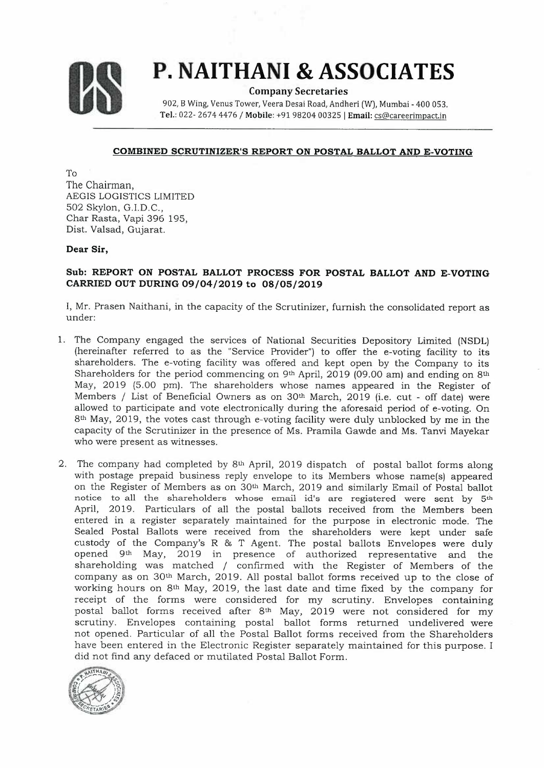# P. NAITHANI & ASSOCIATES

**Company Secretaries**

902, B Wing, Venus Tower, Veera Desai Road, Andheri (W), Mumbai - 400 053.
**Tel.:** 022- 2674 4476 / **Mobile:** +91 98204 00325 | **Email:** cs@careerimpact.in

---

**COMBINED SCRUTINIZER'S REPORT ON POSTAL BALLOT AND E-VOTING**

To
The Chairman,
AEGIS LOGISTICS LIMITED
502 Skylon, G.I.D.C.,
Char Rasta, Vapi 396 195,
Dist. Valsad, Gujarat.

**Dear Sir,**

**Sub: REPORT ON POSTAL BALLOT PROCESS FOR POSTAL BALLOT AND E-VOTING CARRIED OUT DURING 09/04/2019 to 08/05/2019**

I, Mr. Prasen Naithani, in the capacity of the Scrutinizer, furnish the consolidated report as under:

1. The Company engaged the services of National Securities Depository Limited (NSDL) (hereinafter referred to as the "Service Provider") to offer the e-voting facility to its shareholders. The e-voting facility was offered and kept open by the Company to its Shareholders for the period commencing on 9th April, 2019 (09.00 am) and ending on 8th May, 2019 (5.00 pm). The shareholders whose names appeared in the Register of Members / List of Beneficial Owners as on 30th March, 2019 (i.e. cut - off date) were allowed to participate and vote electronically during the aforesaid period of e-voting. On 8th May, 2019, the votes cast through e-voting facility were duly unblocked by me in the capacity of the Scrutinizer in the presence of Ms. Pramila Gawde and Ms. Tanvi Mayekar who were present as witnesses.

2. The company had completed by 8th April, 2019 dispatch of postal ballot forms along with postage prepaid business reply envelope to its Members whose name(s) appeared on the Register of Members as on 30th March, 2019 and similarly Email of Postal ballot notice to all the shareholders whose email id's are registered were sent by 5th April, 2019. Particulars of all the postal ballots received from the Members been entered in a register separately maintained for the purpose in electronic mode. The Sealed Postal Ballots were received from the shareholders were kept under safe custody of the Company's R & T Agent. The postal ballots Envelopes were duly opened 9th May, 2019 in presence of authorized representative and the shareholding was matched / confirmed with the Register of Members of the company as on 30th March, 2019. All postal ballot forms received up to the close of working hours on 8th May, 2019, the last date and time fixed by the company for receipt of the forms were considered for my scrutiny. Envelopes containing postal ballot forms received after 8th May, 2019 were not considered for my scrutiny. Envelopes containing postal ballot forms returned undelivered were not opened. Particular of all the Postal Ballot forms received from the Shareholders have been entered in the Electronic Register separately maintained for this purpose. I did not find any defaced or mutilated Postal Ballot Form.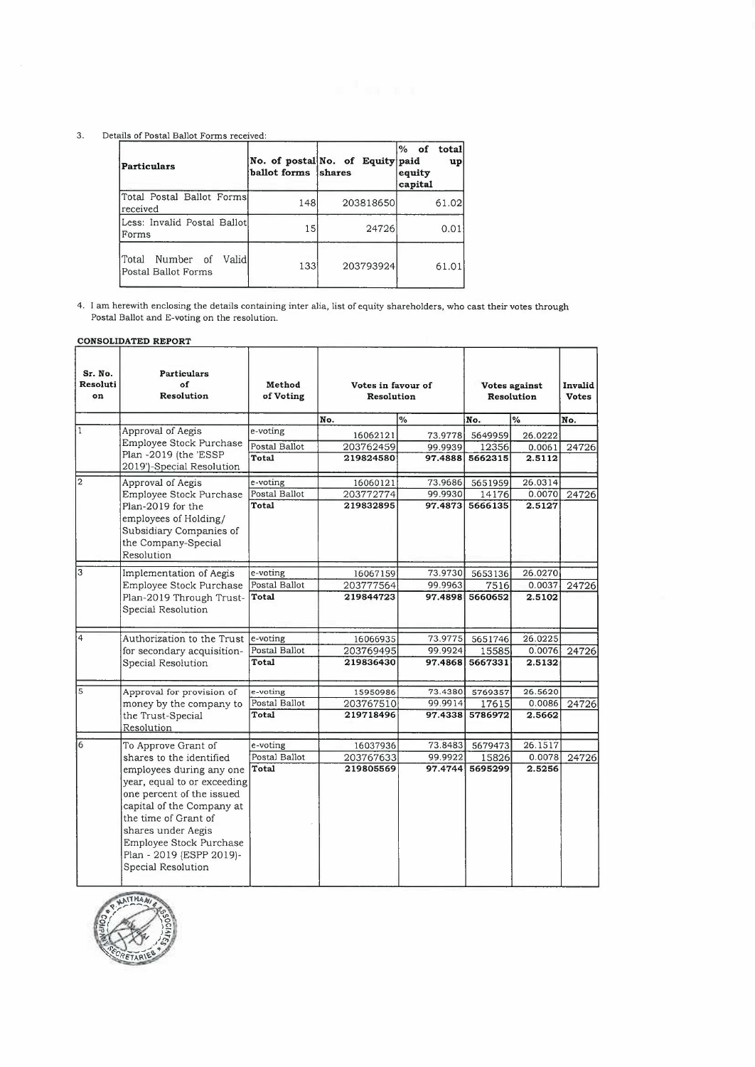3. Details of Postal Ballot Forms received:

| Particulars | No. of postal ballot forms | No. of Equity shares | % of total paid up equity capital |
|---|---|---|---|
| Total Postal Ballot Forms received | 148 | 203818650 | 61.02 |
| Less: Invalid Postal Ballot Forms | 15 | 24726 | 0.01 |
| Total Number of Valid Postal Ballot Forms | 133 | 203793924 | 61.01 |

4. I am herewith enclosing the details containing inter alia, list of equity shareholders, who cast their votes through Postal Ballot and E-voting on the resolution.

**CONSOLIDATED REPORT**

| Sr. No. Resolution | Particulars of Resolution | Method of Voting | Votes in favour of Resolution | | Votes against Resolution | | Invalid Votes |
|---|---|---|---|---|---|---|---|
| | | | No. | % | No. | % | No. |
| 1 | Approval of Aegis Employee Stock Purchase Plan -2019 (the 'ESSP 2019')-Special Resolution | e-voting | 16062121 | 73.9778 | 5649959 | 26.0222 | |
| | | Postal Ballot | 203762459 | 99.9939 | 12356 | 0.0061 | 24726 |
| | | **Total** | **219824580** | **97.4888** | **5662315** | **2.5112** | |
| 2 | Approval of Aegis Employee Stock Purchase Plan-2019 for the employees of Holding/ Subsidiary Companies of the Company-Special Resolution | e-voting | 16060121 | 73.9686 | 5651959 | 26.0314 | |
| | | Postal Ballot | 203772774 | 99.9930 | 14176 | 0.0070 | 24726 |
| | | **Total** | **219832895** | **97.4873** | **5666135** | **2.5127** | |
| 3 | Implementation of Aegis Employee Stock Purchase Plan-2019 Through Trust-Special Resolution | e-voting | 16067159 | 73.9730 | 5653136 | 26.0270 | |
| | | Postal Ballot | 203777564 | 99.9963 | 7516 | 0.0037 | 24726 |
| | | **Total** | **219844723** | **97.4898** | **5660652** | **2.5102** | |
| 4 | Authorization to the Trust for secondary acquisition-Special Resolution | e-voting | 16066935 | 73.9775 | 5651746 | 26.0225 | |
| | | Postal Ballot | 203769495 | 99.9924 | 15585 | 0.0076 | 24726 |
| | | **Total** | **219836430** | **97.4868** | **5667331** | **2.5132** | |
| 5 | Approval for provision of money by the company to the Trust-Special Resolution | e-voting | 15950986 | 73.4380 | 5769357 | 26.5620 | |
| | | Postal Ballot | 203767510 | 99.9914 | 17615 | 0.0086 | 24726 |
| | | **Total** | **219718496** | **97.4338** | **5786972** | **2.5662** | |
| 6 | To Approve Grant of shares to the identified employees during any one year, equal to or exceeding one percent of the issued capital of the Company at the time of Grant of shares under Aegis Employee Stock Purchase Plan - 2019 (ESPP 2019)-Special Resolution | e-voting | 16037936 | 73.8483 | 5679473 | 26.1517 | |
| | | Postal Ballot | 203767633 | 99.9922 | 15826 | 0.0078 | 24726 |
| | | **Total** | **219805569** | **97.4744** | **5695299** | **2.5256** | |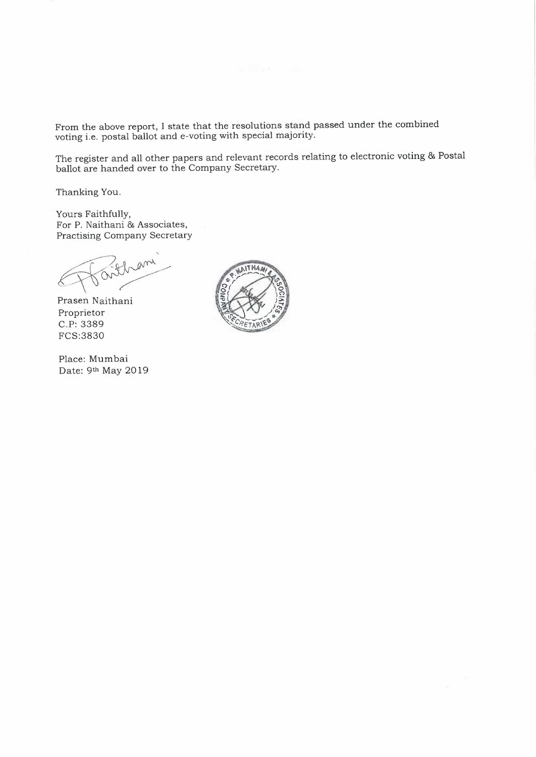From the above report, I state that the resolutions stand passed under the combined voting i.e. postal ballot and e-voting with special majority.

The register and all other papers and relevant records relating to electronic voting & Postal ballot are handed over to the Company Secretary.

Thanking You.

Yours Faithfully,
For P. Naithani & Associates,
Practising Company Secretary

Prasen Naithani
Proprietor
C.P: 3389
FCS:3830

Place: Mumbai
Date: 9th May 2019